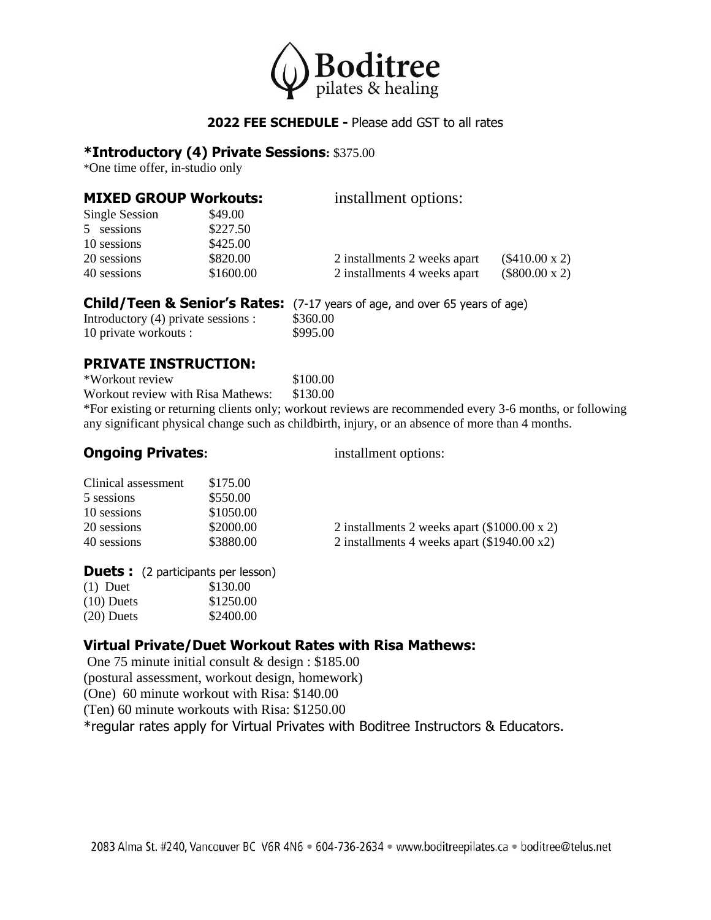# Boditree
pilates & healing

**2022 FEE SCHEDULE -** Please add GST to all rates

## *Introductory (4) Private Sessions: $375.00

*One time offer, in-studio only

## MIXED GROUP Workouts:

| | | installment options: | |
|---|---|---|---|
| Single Session | $49.00 | | |
| 5 sessions | $227.50 | | |
| 10 sessions | $425.00 | | |
| 20 sessions | $820.00 | 2 installments 2 weeks apart | ($410.00 x 2) |
| 40 sessions | $1600.00 | 2 installments 4 weeks apart | ($800.00 x 2) |

## Child/Teen & Senior's Rates: (7-17 years of age, and over 65 years of age)

| | |
|---|---|
| Introductory (4) private sessions : | $360.00 |
| 10 private workouts : | $995.00 |

## PRIVATE INSTRUCTION:

| | |
|---|---|
| *Workout review | $100.00 |
| Workout review with Risa Mathews: | $130.00 |

*For existing or returning clients only; workout reviews are recommended every 3-6 months, or following any significant physical change such as childbirth, injury, or an absence of more than 4 months.

## Ongoing Privates:

| | | installment options: |
|---|---|---|
| Clinical assessment | $175.00 | |
| 5 sessions | $550.00 | |
| 10 sessions | $1050.00 | |
| 20 sessions | $2000.00 | 2 installments 2 weeks apart ($1000.00 x 2) |
| 40 sessions | $3880.00 | 2 installments 4 weeks apart ($1940.00 x2) |

## Duets : (2 participants per lesson)

| | |
|---|---|
| (1) Duet | $130.00 |
| (10) Duets | $1250.00 |
| (20) Duets | $2400.00 |

## Virtual Private/Duet Workout Rates with Risa Mathews:

One 75 minute initial consult & design : $185.00
(postural assessment, workout design, homework)
(One) 60 minute workout with Risa: $140.00
(Ten) 60 minute workouts with Risa: $1250.00
*regular rates apply for Virtual Privates with Boditree Instructors & Educators.

2083 Alma St. #240, Vancouver BC V6R 4N6 • 604-736-2634 • www.boditreepilates.ca • boditree@telus.net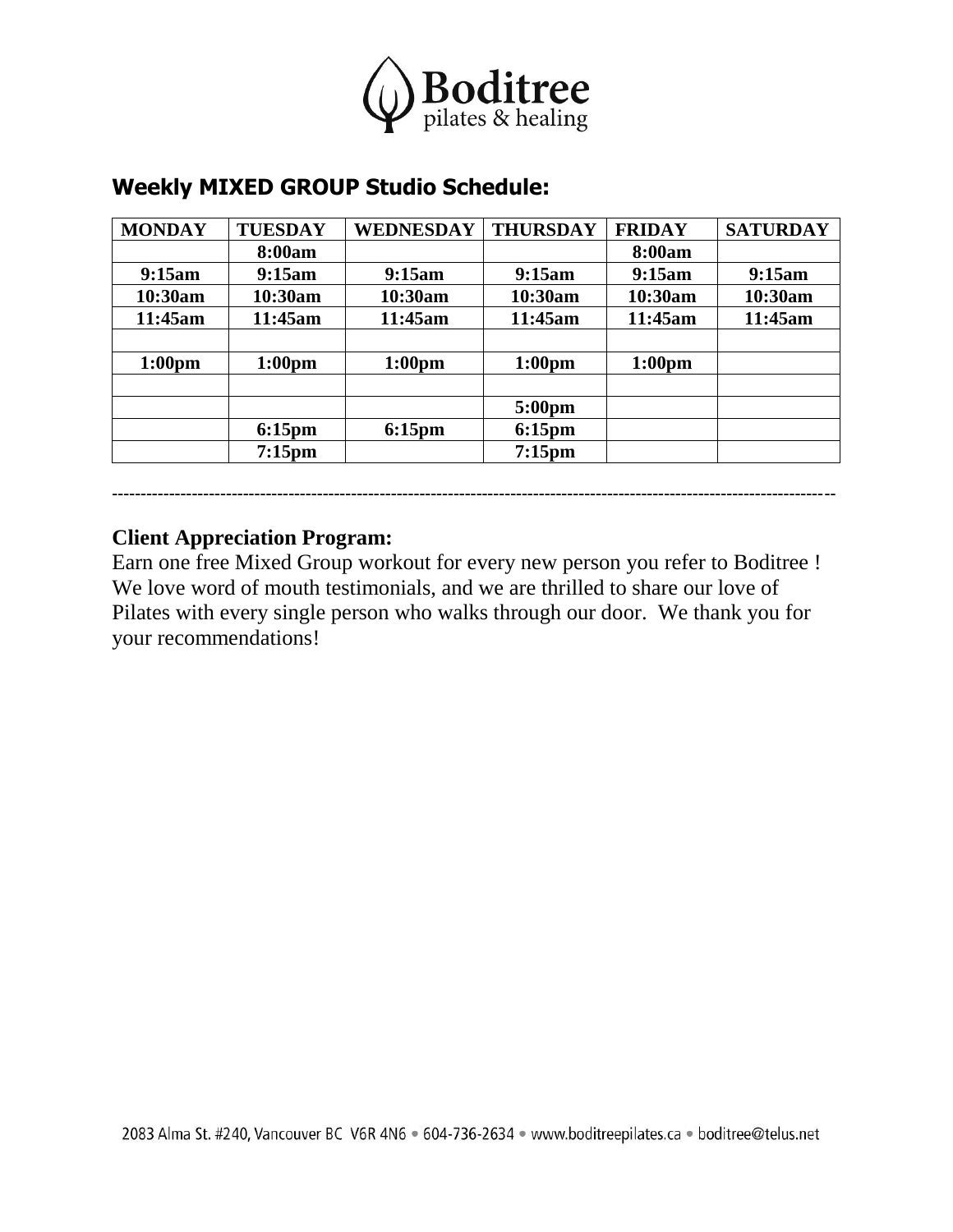Boditree
pilates & healing

## Weekly MIXED GROUP Studio Schedule:

| MONDAY | TUESDAY | WEDNESDAY | THURSDAY | FRIDAY | SATURDAY |
|---|---|---|---|---|---|
| | 8:00am | | | 8:00am | |
| 9:15am | 9:15am | 9:15am | 9:15am | 9:15am | 9:15am |
| 10:30am | 10:30am | 10:30am | 10:30am | 10:30am | 10:30am |
| 11:45am | 11:45am | 11:45am | 11:45am | 11:45am | 11:45am |
| | | | | | |
| 1:00pm | 1:00pm | 1:00pm | 1:00pm | 1:00pm | |
| | | | | | |
| | | | 5:00pm | | |
| | 6:15pm | 6:15pm | 6:15pm | | |
| | 7:15pm | | 7:15pm | | |

---

**Client Appreciation Program:**

Earn one free Mixed Group workout for every new person you refer to Boditree ! We love word of mouth testimonials, and we are thrilled to share our love of Pilates with every single person who walks through our door. We thank you for your recommendations!

2083 Alma St. #240, Vancouver BC V6R 4N6 • 604-736-2634 • www.boditreepilates.ca • boditree@telus.net